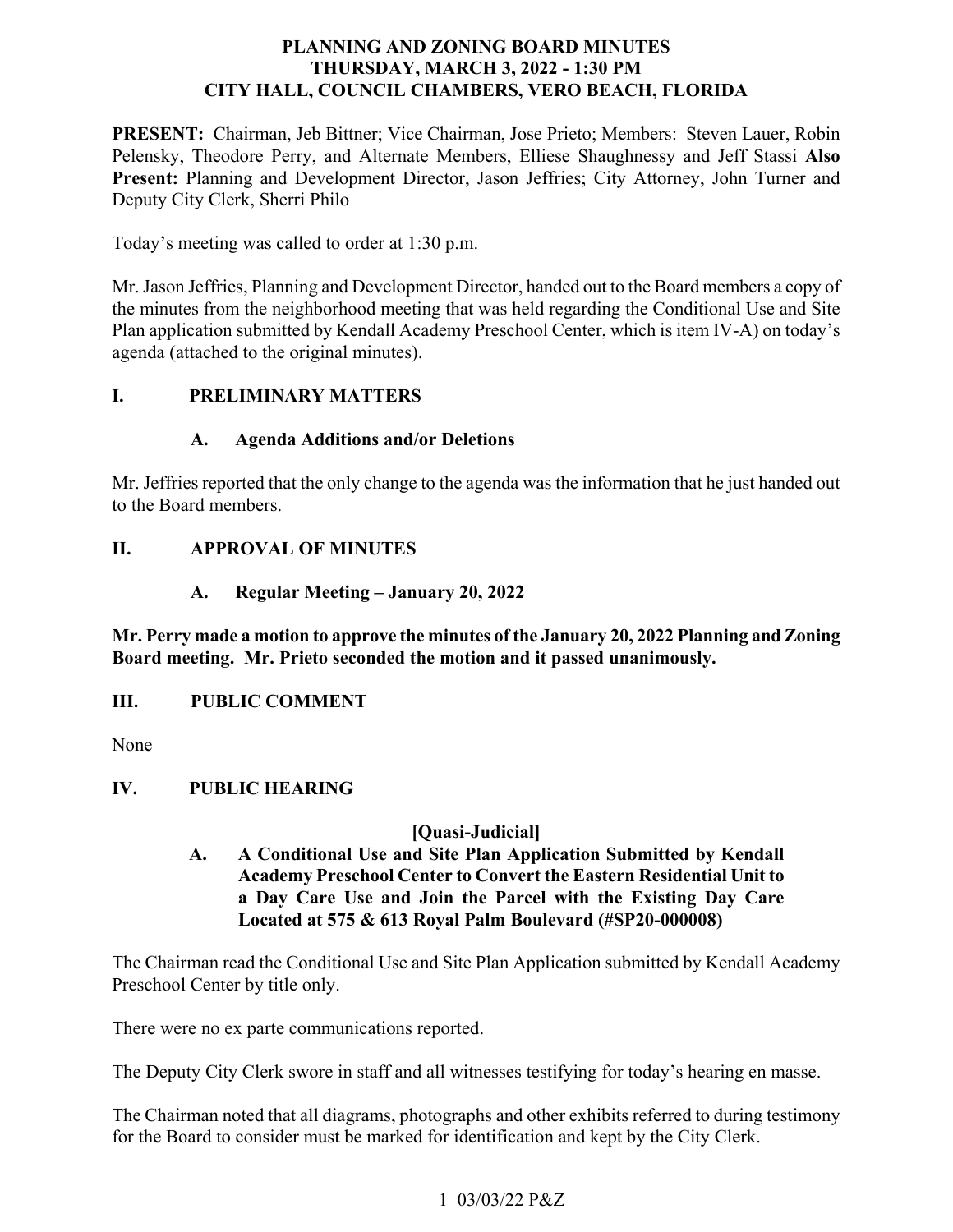# PLANNING AND ZONING BOARD MINUTES
# THURSDAY, MARCH 3, 2022 - 1:30 PM
# CITY HALL, COUNCIL CHAMBERS, VERO BEACH, FLORIDA

**PRESENT:** Chairman, Jeb Bittner; Vice Chairman, Jose Prieto; Members: Steven Lauer, Robin Pelensky, Theodore Perry, and Alternate Members, Elliese Shaughnessy and Jeff Stassi **Also Present:** Planning and Development Director, Jason Jeffries; City Attorney, John Turner and Deputy City Clerk, Sherri Philo

Today's meeting was called to order at 1:30 p.m.

Mr. Jason Jeffries, Planning and Development Director, handed out to the Board members a copy of the minutes from the neighborhood meeting that was held regarding the Conditional Use and Site Plan application submitted by Kendall Academy Preschool Center, which is item IV-A) on today's agenda (attached to the original minutes).

## I. PRELIMINARY MATTERS

### A. Agenda Additions and/or Deletions

Mr. Jeffries reported that the only change to the agenda was the information that he just handed out to the Board members.

## II. APPROVAL OF MINUTES

### A. Regular Meeting – January 20, 2022

**Mr. Perry made a motion to approve the minutes of the January 20, 2022 Planning and Zoning Board meeting. Mr. Prieto seconded the motion and it passed unanimously.**

## III. PUBLIC COMMENT

None

## IV. PUBLIC HEARING

**[Quasi-Judicial]**

### A. A Conditional Use and Site Plan Application Submitted by Kendall Academy Preschool Center to Convert the Eastern Residential Unit to a Day Care Use and Join the Parcel with the Existing Day Care Located at 575 & 613 Royal Palm Boulevard (#SP20-000008)

The Chairman read the Conditional Use and Site Plan Application submitted by Kendall Academy Preschool Center by title only.

There were no ex parte communications reported.

The Deputy City Clerk swore in staff and all witnesses testifying for today's hearing en masse.

The Chairman noted that all diagrams, photographs and other exhibits referred to during testimony for the Board to consider must be marked for identification and kept by the City Clerk.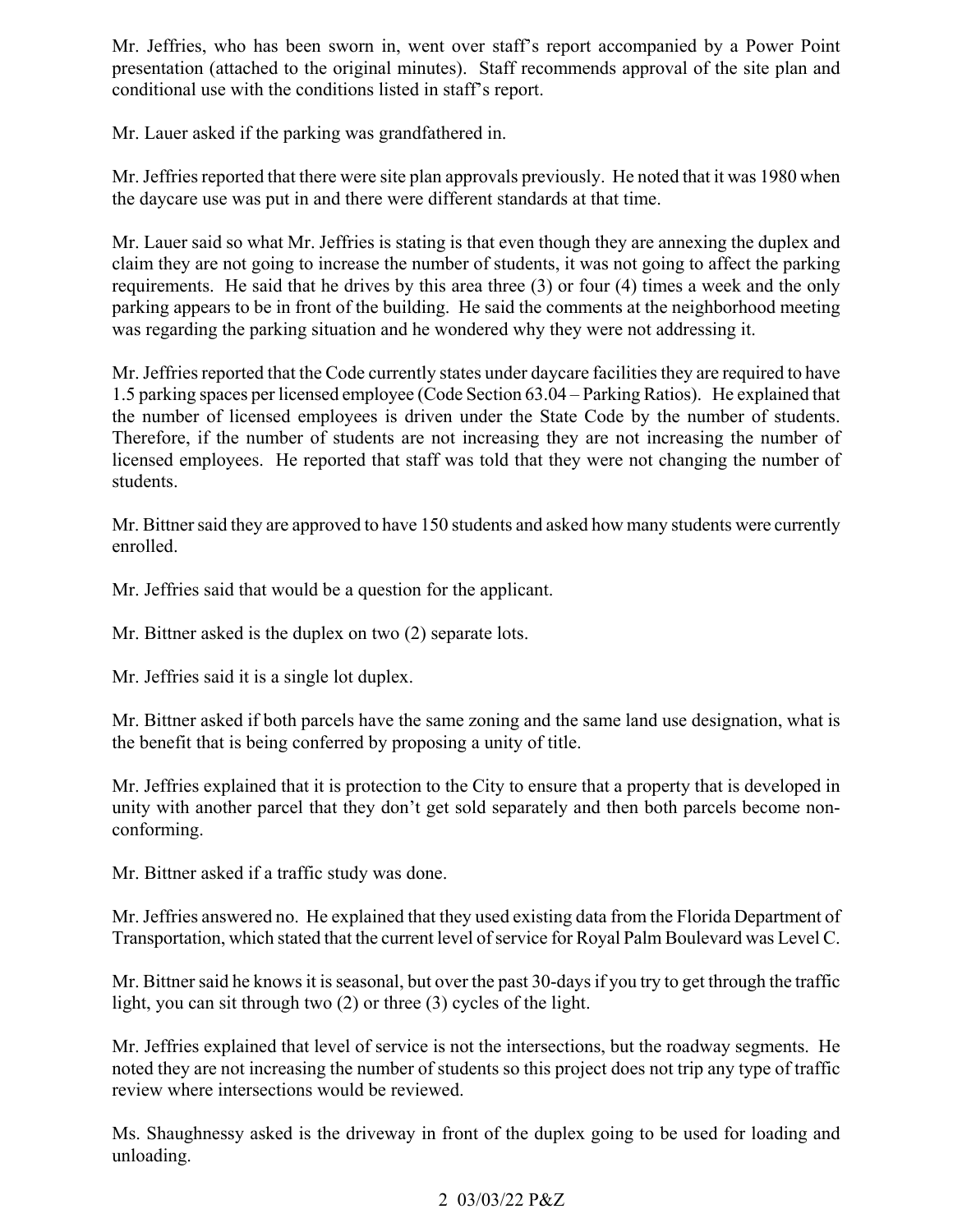Mr. Jeffries, who has been sworn in, went over staff's report accompanied by a Power Point presentation (attached to the original minutes). Staff recommends approval of the site plan and conditional use with the conditions listed in staff's report.

Mr. Lauer asked if the parking was grandfathered in.

Mr. Jeffries reported that there were site plan approvals previously. He noted that it was 1980 when the daycare use was put in and there were different standards at that time.

Mr. Lauer said so what Mr. Jeffries is stating is that even though they are annexing the duplex and claim they are not going to increase the number of students, it was not going to affect the parking requirements. He said that he drives by this area three (3) or four (4) times a week and the only parking appears to be in front of the building. He said the comments at the neighborhood meeting was regarding the parking situation and he wondered why they were not addressing it.

Mr. Jeffries reported that the Code currently states under daycare facilities they are required to have 1.5 parking spaces per licensed employee (Code Section 63.04 – Parking Ratios). He explained that the number of licensed employees is driven under the State Code by the number of students. Therefore, if the number of students are not increasing they are not increasing the number of licensed employees. He reported that staff was told that they were not changing the number of students.

Mr. Bittner said they are approved to have 150 students and asked how many students were currently enrolled.

Mr. Jeffries said that would be a question for the applicant.

Mr. Bittner asked is the duplex on two (2) separate lots.

Mr. Jeffries said it is a single lot duplex.

Mr. Bittner asked if both parcels have the same zoning and the same land use designation, what is the benefit that is being conferred by proposing a unity of title.

Mr. Jeffries explained that it is protection to the City to ensure that a property that is developed in unity with another parcel that they don't get sold separately and then both parcels become non-conforming.

Mr. Bittner asked if a traffic study was done.

Mr. Jeffries answered no. He explained that they used existing data from the Florida Department of Transportation, which stated that the current level of service for Royal Palm Boulevard was Level C.

Mr. Bittner said he knows it is seasonal, but over the past 30-days if you try to get through the traffic light, you can sit through two (2) or three (3) cycles of the light.

Mr. Jeffries explained that level of service is not the intersections, but the roadway segments. He noted they are not increasing the number of students so this project does not trip any type of traffic review where intersections would be reviewed.

Ms. Shaughnessy asked is the driveway in front of the duplex going to be used for loading and unloading.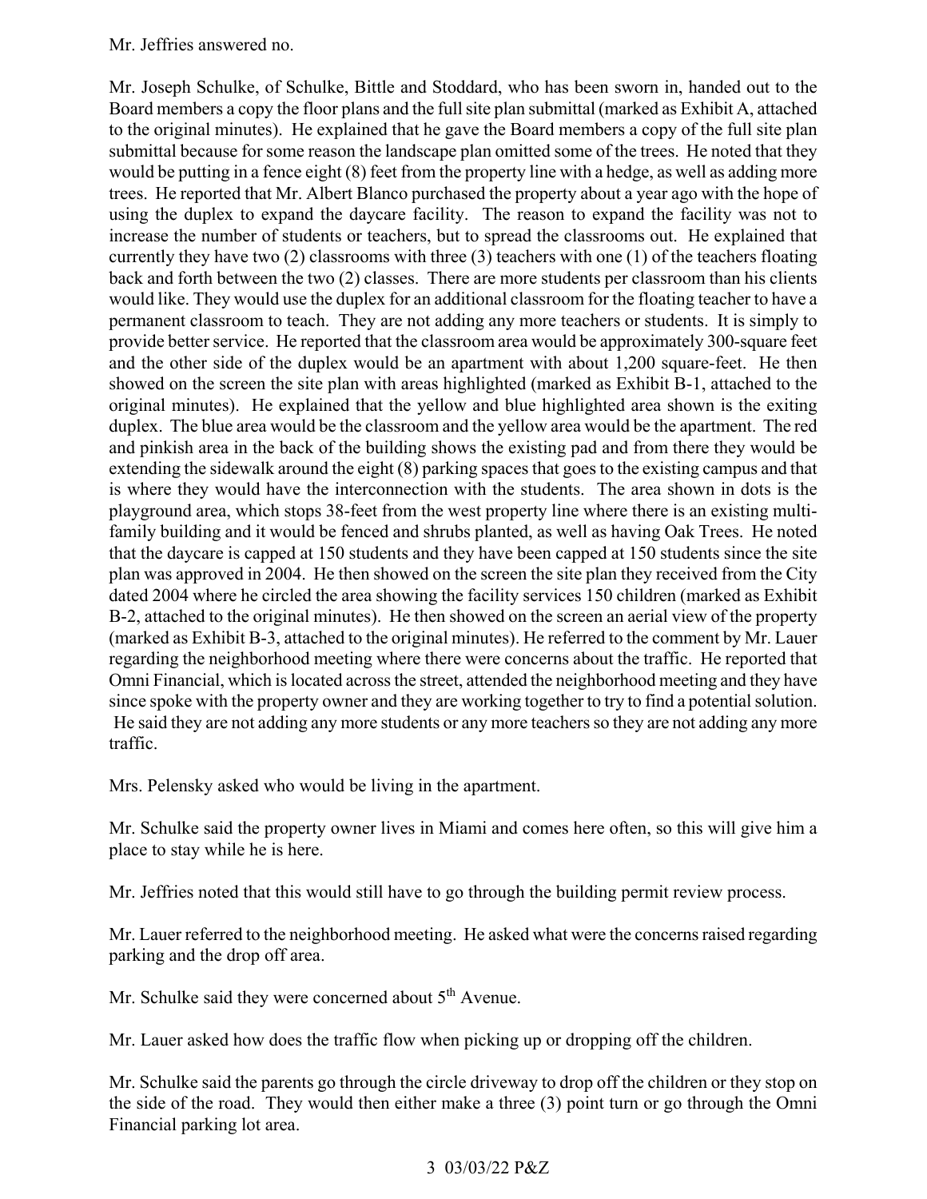Mr. Jeffries answered no.

Mr. Joseph Schulke, of Schulke, Bittle and Stoddard, who has been sworn in, handed out to the Board members a copy the floor plans and the full site plan submittal (marked as Exhibit A, attached to the original minutes). He explained that he gave the Board members a copy of the full site plan submittal because for some reason the landscape plan omitted some of the trees. He noted that they would be putting in a fence eight (8) feet from the property line with a hedge, as well as adding more trees. He reported that Mr. Albert Blanco purchased the property about a year ago with the hope of using the duplex to expand the daycare facility. The reason to expand the facility was not to increase the number of students or teachers, but to spread the classrooms out. He explained that currently they have two (2) classrooms with three (3) teachers with one (1) of the teachers floating back and forth between the two (2) classes. There are more students per classroom than his clients would like. They would use the duplex for an additional classroom for the floating teacher to have a permanent classroom to teach. They are not adding any more teachers or students. It is simply to provide better service. He reported that the classroom area would be approximately 300-square feet and the other side of the duplex would be an apartment with about 1,200 square-feet. He then showed on the screen the site plan with areas highlighted (marked as Exhibit B-1, attached to the original minutes). He explained that the yellow and blue highlighted area shown is the exiting duplex. The blue area would be the classroom and the yellow area would be the apartment. The red and pinkish area in the back of the building shows the existing pad and from there they would be extending the sidewalk around the eight (8) parking spaces that goes to the existing campus and that is where they would have the interconnection with the students. The area shown in dots is the playground area, which stops 38-feet from the west property line where there is an existing multi-family building and it would be fenced and shrubs planted, as well as having Oak Trees. He noted that the daycare is capped at 150 students and they have been capped at 150 students since the site plan was approved in 2004. He then showed on the screen the site plan they received from the City dated 2004 where he circled the area showing the facility services 150 children (marked as Exhibit B-2, attached to the original minutes). He then showed on the screen an aerial view of the property (marked as Exhibit B-3, attached to the original minutes). He referred to the comment by Mr. Lauer regarding the neighborhood meeting where there were concerns about the traffic. He reported that Omni Financial, which is located across the street, attended the neighborhood meeting and they have since spoke with the property owner and they are working together to try to find a potential solution. He said they are not adding any more students or any more teachers so they are not adding any more traffic.

Mrs. Pelensky asked who would be living in the apartment.

Mr. Schulke said the property owner lives in Miami and comes here often, so this will give him a place to stay while he is here.

Mr. Jeffries noted that this would still have to go through the building permit review process.

Mr. Lauer referred to the neighborhood meeting. He asked what were the concerns raised regarding parking and the drop off area.

Mr. Schulke said they were concerned about 5th Avenue.

Mr. Lauer asked how does the traffic flow when picking up or dropping off the children.

Mr. Schulke said the parents go through the circle driveway to drop off the children or they stop on the side of the road. They would then either make a three (3) point turn or go through the Omni Financial parking lot area.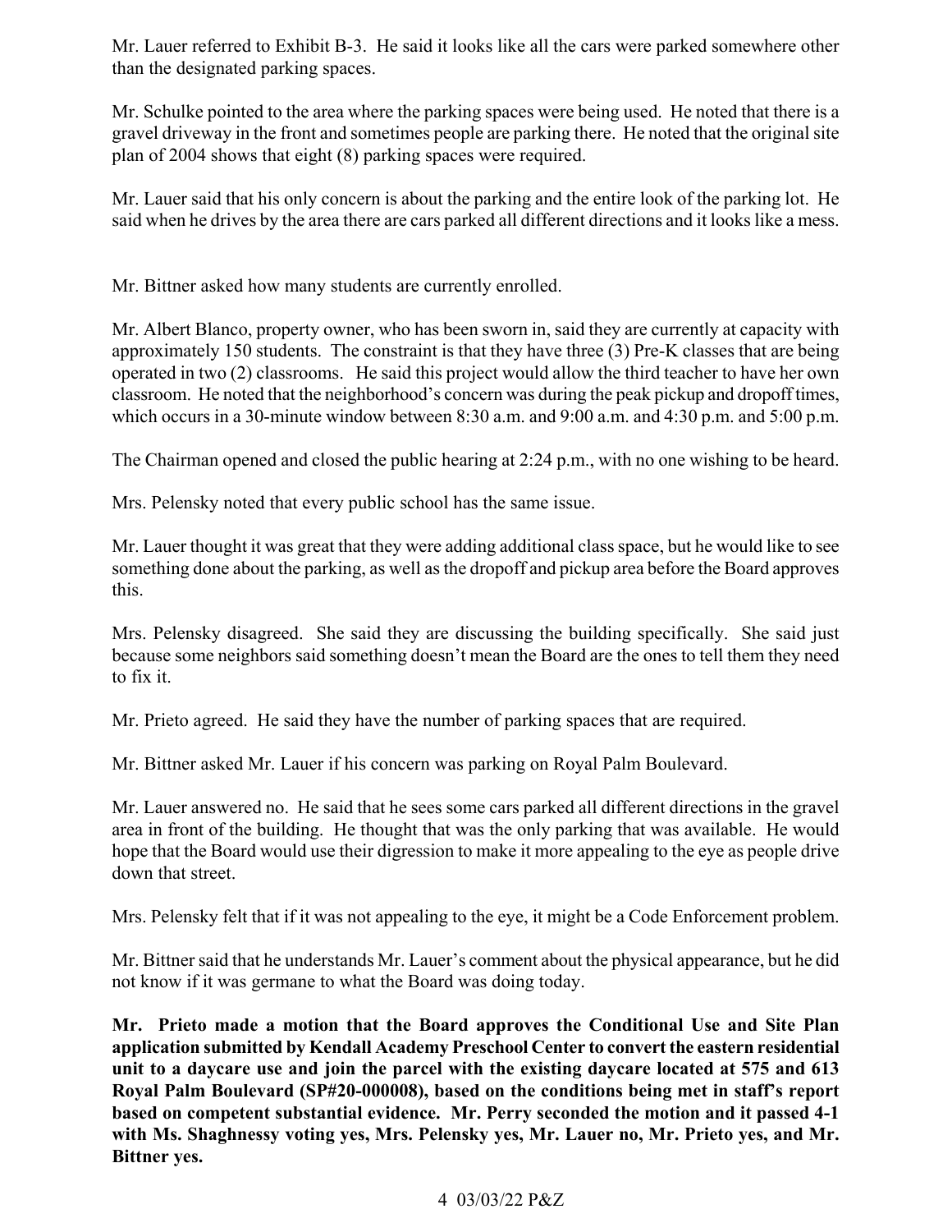Mr. Lauer referred to Exhibit B-3. He said it looks like all the cars were parked somewhere other than the designated parking spaces.

Mr. Schulke pointed to the area where the parking spaces were being used. He noted that there is a gravel driveway in the front and sometimes people are parking there. He noted that the original site plan of 2004 shows that eight (8) parking spaces were required.

Mr. Lauer said that his only concern is about the parking and the entire look of the parking lot. He said when he drives by the area there are cars parked all different directions and it looks like a mess.

Mr. Bittner asked how many students are currently enrolled.

Mr. Albert Blanco, property owner, who has been sworn in, said they are currently at capacity with approximately 150 students. The constraint is that they have three (3) Pre-K classes that are being operated in two (2) classrooms. He said this project would allow the third teacher to have her own classroom. He noted that the neighborhood's concern was during the peak pickup and dropoff times, which occurs in a 30-minute window between 8:30 a.m. and 9:00 a.m. and 4:30 p.m. and 5:00 p.m.

The Chairman opened and closed the public hearing at 2:24 p.m., with no one wishing to be heard.

Mrs. Pelensky noted that every public school has the same issue.

Mr. Lauer thought it was great that they were adding additional class space, but he would like to see something done about the parking, as well as the dropoff and pickup area before the Board approves this.

Mrs. Pelensky disagreed. She said they are discussing the building specifically. She said just because some neighbors said something doesn't mean the Board are the ones to tell them they need to fix it.

Mr. Prieto agreed. He said they have the number of parking spaces that are required.

Mr. Bittner asked Mr. Lauer if his concern was parking on Royal Palm Boulevard.

Mr. Lauer answered no. He said that he sees some cars parked all different directions in the gravel area in front of the building. He thought that was the only parking that was available. He would hope that the Board would use their digression to make it more appealing to the eye as people drive down that street.

Mrs. Pelensky felt that if it was not appealing to the eye, it might be a Code Enforcement problem.

Mr. Bittner said that he understands Mr. Lauer's comment about the physical appearance, but he did not know if it was germane to what the Board was doing today.

**Mr. Prieto made a motion that the Board approves the Conditional Use and Site Plan application submitted by Kendall Academy Preschool Center to convert the eastern residential unit to a daycare use and join the parcel with the existing daycare located at 575 and 613 Royal Palm Boulevard (SP#20-000008), based on the conditions being met in staff's report based on competent substantial evidence. Mr. Perry seconded the motion and it passed 4-1 with Ms. Shaghnessy voting yes, Mrs. Pelensky yes, Mr. Lauer no, Mr. Prieto yes, and Mr. Bittner yes.**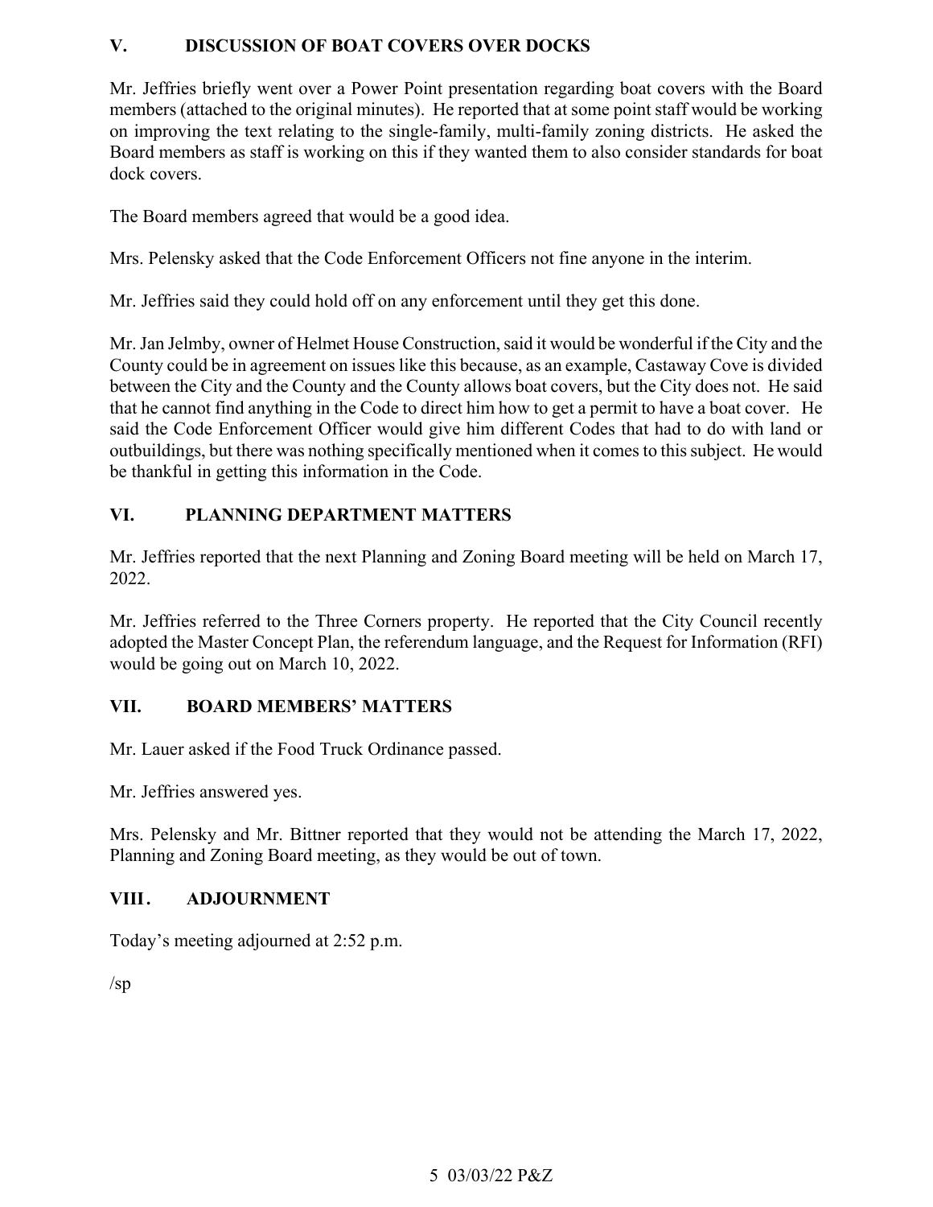## V. DISCUSSION OF BOAT COVERS OVER DOCKS

Mr. Jeffries briefly went over a Power Point presentation regarding boat covers with the Board members (attached to the original minutes). He reported that at some point staff would be working on improving the text relating to the single-family, multi-family zoning districts. He asked the Board members as staff is working on this if they wanted them to also consider standards for boat dock covers.

The Board members agreed that would be a good idea.

Mrs. Pelensky asked that the Code Enforcement Officers not fine anyone in the interim.

Mr. Jeffries said they could hold off on any enforcement until they get this done.

Mr. Jan Jelmby, owner of Helmet House Construction, said it would be wonderful if the City and the County could be in agreement on issues like this because, as an example, Castaway Cove is divided between the City and the County and the County allows boat covers, but the City does not. He said that he cannot find anything in the Code to direct him how to get a permit to have a boat cover. He said the Code Enforcement Officer would give him different Codes that had to do with land or outbuildings, but there was nothing specifically mentioned when it comes to this subject. He would be thankful in getting this information in the Code.

## VI. PLANNING DEPARTMENT MATTERS

Mr. Jeffries reported that the next Planning and Zoning Board meeting will be held on March 17, 2022.

Mr. Jeffries referred to the Three Corners property. He reported that the City Council recently adopted the Master Concept Plan, the referendum language, and the Request for Information (RFI) would be going out on March 10, 2022.

## VII. BOARD MEMBERS' MATTERS

Mr. Lauer asked if the Food Truck Ordinance passed.

Mr. Jeffries answered yes.

Mrs. Pelensky and Mr. Bittner reported that they would not be attending the March 17, 2022, Planning and Zoning Board meeting, as they would be out of town.

## VIII. ADJOURNMENT

Today's meeting adjourned at 2:52 p.m.

/sp